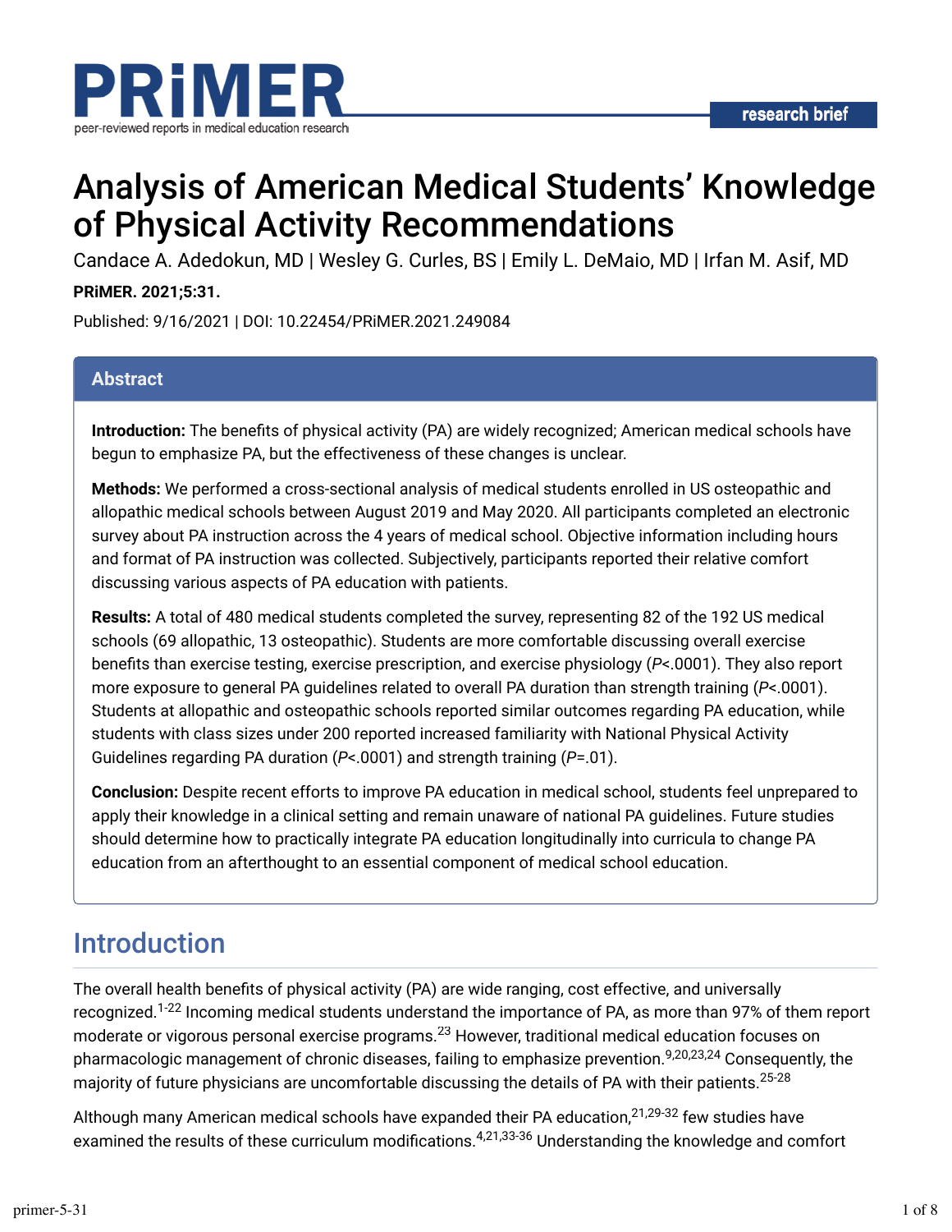# Analysis of American Medical Students' Knowledge of Physical Activity Recommendations

Candace A. Adedokun, MD | Wesley G. Curles, BS | Emily L. DeMaio, MD | Irfan M. Asif, MD

**PRiMER. 2021;5:31.**

Published: 9/16/2021 | DOI: 10.22454/PRiMER.2021.249084

## Abstract

**Introduction:** The benefits of physical activity (PA) are widely recognized; American medical schools have begun to emphasize PA, but the effectiveness of these changes is unclear.

**Methods:** We performed a cross-sectional analysis of medical students enrolled in US osteopathic and allopathic medical schools between August 2019 and May 2020. All participants completed an electronic survey about PA instruction across the 4 years of medical school. Objective information including hours and format of PA instruction was collected. Subjectively, participants reported their relative comfort discussing various aspects of PA education with patients.

**Results:** A total of 480 medical students completed the survey, representing 82 of the 192 US medical schools (69 allopathic, 13 osteopathic). Students are more comfortable discussing overall exercise benefits than exercise testing, exercise prescription, and exercise physiology ($P$<.0001). They also report more exposure to general PA guidelines related to overall PA duration than strength training ($P$<.0001). Students at allopathic and osteopathic schools reported similar outcomes regarding PA education, while students with class sizes under 200 reported increased familiarity with National Physical Activity Guidelines regarding PA duration ($P$<.0001) and strength training ($P$=.01).

**Conclusion:** Despite recent efforts to improve PA education in medical school, students feel unprepared to apply their knowledge in a clinical setting and remain unaware of national PA guidelines. Future studies should determine how to practically integrate PA education longitudinally into curricula to change PA education from an afterthought to an essential component of medical school education.

## Introduction

The overall health benefits of physical activity (PA) are wide ranging, cost effective, and universally recognized.[1-22] Incoming medical students understand the importance of PA, as more than 97% of them report moderate or vigorous personal exercise programs.[23] However, traditional medical education focuses on pharmacologic management of chronic diseases, failing to emphasize prevention.[9,20,23,24] Consequently, the majority of future physicians are uncomfortable discussing the details of PA with their patients.[25-28]

Although many American medical schools have expanded their PA education,[21,29-32] few studies have examined the results of these curriculum modifications.[4,21,33-36] Understanding the knowledge and comfort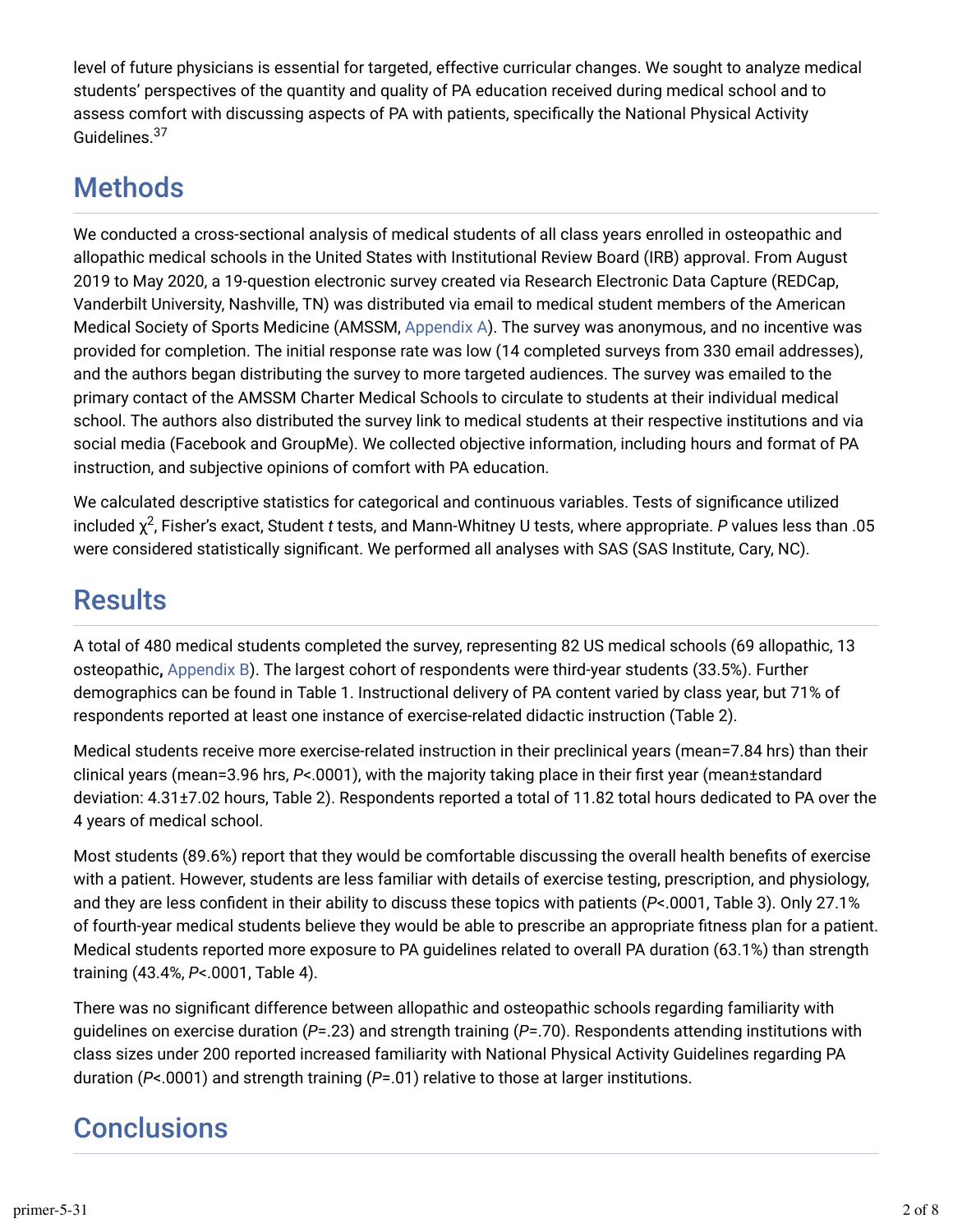level of future physicians is essential for targeted, effective curricular changes. We sought to analyze medical students' perspectives of the quantity and quality of PA education received during medical school and to assess comfort with discussing aspects of PA with patients, specifically the National Physical Activity Guidelines.[37]

## Methods

We conducted a cross-sectional analysis of medical students of all class years enrolled in osteopathic and allopathic medical schools in the United States with Institutional Review Board (IRB) approval. From August 2019 to May 2020, a 19-question electronic survey created via Research Electronic Data Capture (REDCap, Vanderbilt University, Nashville, TN) was distributed via email to medical student members of the American Medical Society of Sports Medicine (AMSSM, Appendix A). The survey was anonymous, and no incentive was provided for completion. The initial response rate was low (14 completed surveys from 330 email addresses), and the authors began distributing the survey to more targeted audiences. The survey was emailed to the primary contact of the AMSSM Charter Medical Schools to circulate to students at their individual medical school. The authors also distributed the survey link to medical students at their respective institutions and via social media (Facebook and GroupMe). We collected objective information, including hours and format of PA instruction, and subjective opinions of comfort with PA education.

We calculated descriptive statistics for categorical and continuous variables. Tests of significance utilized included $\chi^2$, Fisher's exact, Student *t* tests, and Mann-Whitney U tests, where appropriate. *P* values less than .05 were considered statistically significant. We performed all analyses with SAS (SAS Institute, Cary, NC).

## Results

A total of 480 medical students completed the survey, representing 82 US medical schools (69 allopathic, 13 osteopathic, Appendix B). The largest cohort of respondents were third-year students (33.5%). Further demographics can be found in Table 1. Instructional delivery of PA content varied by class year, but 71% of respondents reported at least one instance of exercise-related didactic instruction (Table 2).

Medical students receive more exercise-related instruction in their preclinical years (mean=7.84 hrs) than their clinical years (mean=3.96 hrs, $P<.0001$), with the majority taking place in their first year (mean±standard deviation: 4.31±7.02 hours, Table 2). Respondents reported a total of 11.82 total hours dedicated to PA over the 4 years of medical school.

Most students (89.6%) report that they would be comfortable discussing the overall health benefits of exercise with a patient. However, students are less familiar with details of exercise testing, prescription, and physiology, and they are less confident in their ability to discuss these topics with patients ($P<.0001$, Table 3). Only 27.1% of fourth-year medical students believe they would be able to prescribe an appropriate fitness plan for a patient. Medical students reported more exposure to PA guidelines related to overall PA duration (63.1%) than strength training (43.4%, $P<.0001$, Table 4).

There was no significant difference between allopathic and osteopathic schools regarding familiarity with guidelines on exercise duration ($P=.23$) and strength training ($P=.70$). Respondents attending institutions with class sizes under 200 reported increased familiarity with National Physical Activity Guidelines regarding PA duration ($P<.0001$) and strength training ($P=.01$) relative to those at larger institutions.

## Conclusions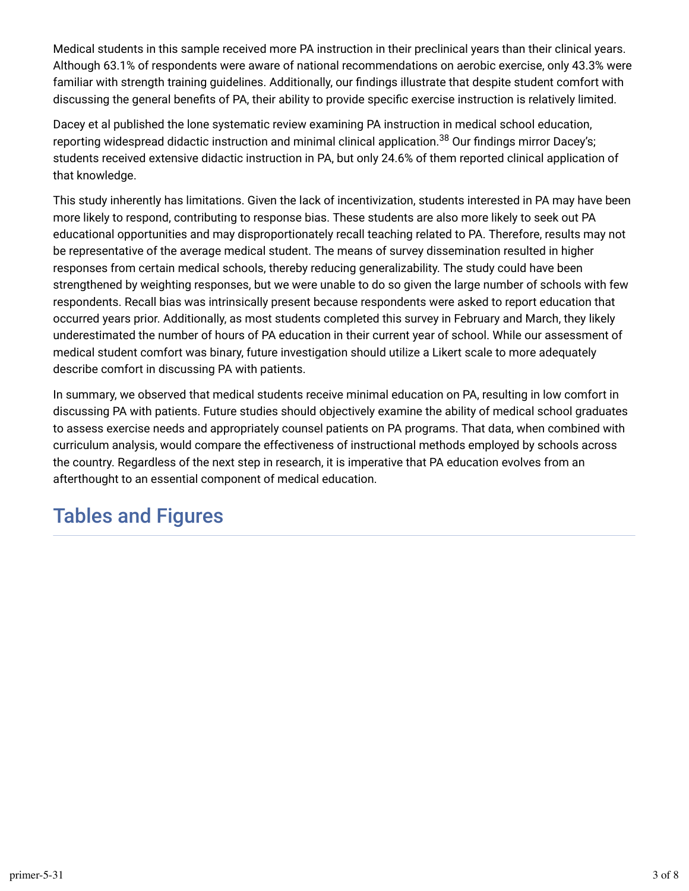Medical students in this sample received more PA instruction in their preclinical years than their clinical years. Although 63.1% of respondents were aware of national recommendations on aerobic exercise, only 43.3% were familiar with strength training guidelines. Additionally, our findings illustrate that despite student comfort with discussing the general benefits of PA, their ability to provide specific exercise instruction is relatively limited.

Dacey et al published the lone systematic review examining PA instruction in medical school education, reporting widespread didactic instruction and minimal clinical application.[38] Our findings mirror Dacey's; students received extensive didactic instruction in PA, but only 24.6% of them reported clinical application of that knowledge.

This study inherently has limitations. Given the lack of incentivization, students interested in PA may have been more likely to respond, contributing to response bias. These students are also more likely to seek out PA educational opportunities and may disproportionately recall teaching related to PA. Therefore, results may not be representative of the average medical student. The means of survey dissemination resulted in higher responses from certain medical schools, thereby reducing generalizability. The study could have been strengthened by weighting responses, but we were unable to do so given the large number of schools with few respondents. Recall bias was intrinsically present because respondents were asked to report education that occurred years prior. Additionally, as most students completed this survey in February and March, they likely underestimated the number of hours of PA education in their current year of school. While our assessment of medical student comfort was binary, future investigation should utilize a Likert scale to more adequately describe comfort in discussing PA with patients.

In summary, we observed that medical students receive minimal education on PA, resulting in low comfort in discussing PA with patients. Future studies should objectively examine the ability of medical school graduates to assess exercise needs and appropriately counsel patients on PA programs. That data, when combined with curriculum analysis, would compare the effectiveness of instructional methods employed by schools across the country. Regardless of the next step in research, it is imperative that PA education evolves from an afterthought to an essential component of medical education.

## Tables and Figures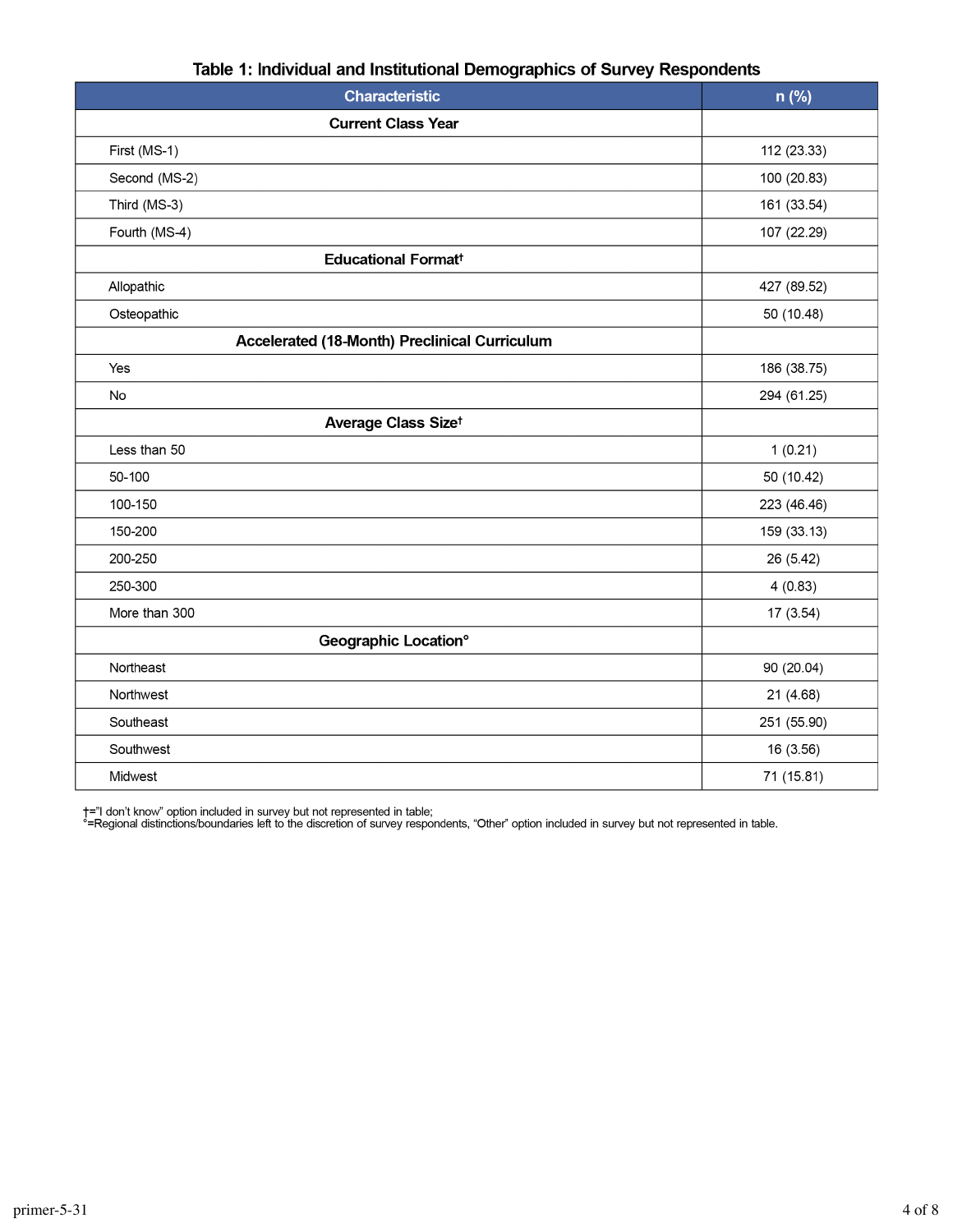**Table 1: Individual and Institutional Demographics of Survey Respondents**

| Characteristic | n (%) |
|---|---|
| **Current Class Year** | |
| First (MS-1) | 112 (23.33) |
| Second (MS-2) | 100 (20.83) |
| Third (MS-3) | 161 (33.54) |
| Fourth (MS-4) | 107 (22.29) |
| **Educational Format†** | |
| Allopathic | 427 (89.52) |
| Osteopathic | 50 (10.48) |
| **Accelerated (18-Month) Preclinical Curriculum** | |
| Yes | 186 (38.75) |
| No | 294 (61.25) |
| **Average Class Size†** | |
| Less than 50 | 1 (0.21) |
| 50-100 | 50 (10.42) |
| 100-150 | 223 (46.46) |
| 150-200 | 159 (33.13) |
| 200-250 | 26 (5.42) |
| 250-300 | 4 (0.83) |
| More than 300 | 17 (3.54) |
| **Geographic Location°** | |
| Northeast | 90 (20.04) |
| Northwest | 21 (4.68) |
| Southeast | 251 (55.90) |
| Southwest | 16 (3.56) |
| Midwest | 71 (15.81) |

†="I don't know" option included in survey but not represented in table;
°=Regional distinctions/boundaries left to the discretion of survey respondents, "Other" option included in survey but not represented in table.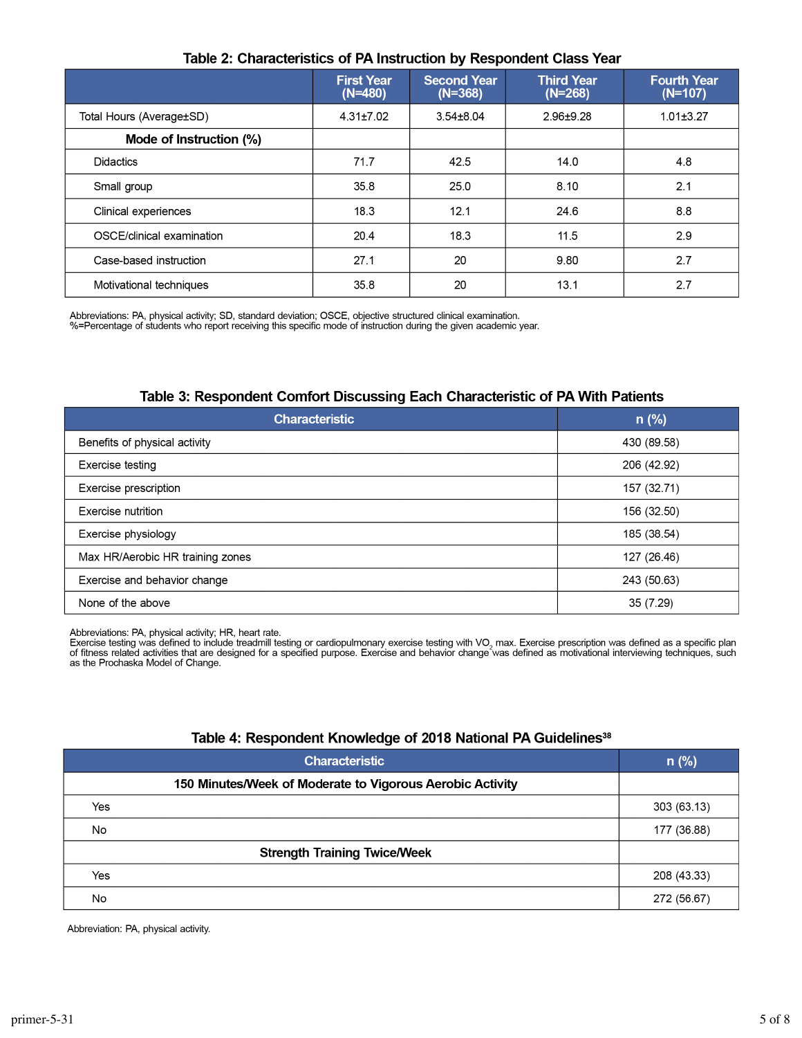**Table 2: Characteristics of PA Instruction by Respondent Class Year**

| | First Year (N=480) | Second Year (N=368) | Third Year (N=268) | Fourth Year (N=107) |
|---|---|---|---|---|
| Total Hours (Average±SD) | 4.31±7.02 | 3.54±8.04 | 2.96±9.28 | 1.01±3.27 |
| **Mode of Instruction (%)** | | | | |
| Didactics | 71.7 | 42.5 | 14.0 | 4.8 |
| Small group | 35.8 | 25.0 | 8.10 | 2.1 |
| Clinical experiences | 18.3 | 12.1 | 24.6 | 8.8 |
| OSCE/clinical examination | 20.4 | 18.3 | 11.5 | 2.9 |
| Case-based instruction | 27.1 | 20 | 9.80 | 2.7 |
| Motivational techniques | 35.8 | 20 | 13.1 | 2.7 |

Abbreviations: PA, physical activity; SD, standard deviation; OSCE, objective structured clinical examination.
%=Percentage of students who report receiving this specific mode of instruction during the given academic year.

**Table 3: Respondent Comfort Discussing Each Characteristic of PA With Patients**

| Characteristic | n (%) |
|---|---|
| Benefits of physical activity | 430 (89.58) |
| Exercise testing | 206 (42.92) |
| Exercise prescription | 157 (32.71) |
| Exercise nutrition | 156 (32.50) |
| Exercise physiology | 185 (38.54) |
| Max HR/Aerobic HR training zones | 127 (26.46) |
| Exercise and behavior change | 243 (50.63) |
| None of the above | 35 (7.29) |

Abbreviations: PA, physical activity; HR, heart rate.
Exercise testing was defined to include treadmill testing or cardiopulmonary exercise testing with $VO_2$ max. Exercise prescription was defined as a specific plan of fitness related activities that are designed for a specified purpose. Exercise and behavior change was defined as motivational interviewing techniques, such as the Prochaska Model of Change.

**Table 4: Respondent Knowledge of 2018 National PA Guidelines[38]**

| Characteristic | n (%) |
|---|---|
| **150 Minutes/Week of Moderate to Vigorous Aerobic Activity** | |
| Yes | 303 (63.13) |
| No | 177 (36.88) |
| **Strength Training Twice/Week** | |
| Yes | 208 (43.33) |
| No | 272 (56.67) |

Abbreviation: PA, physical activity.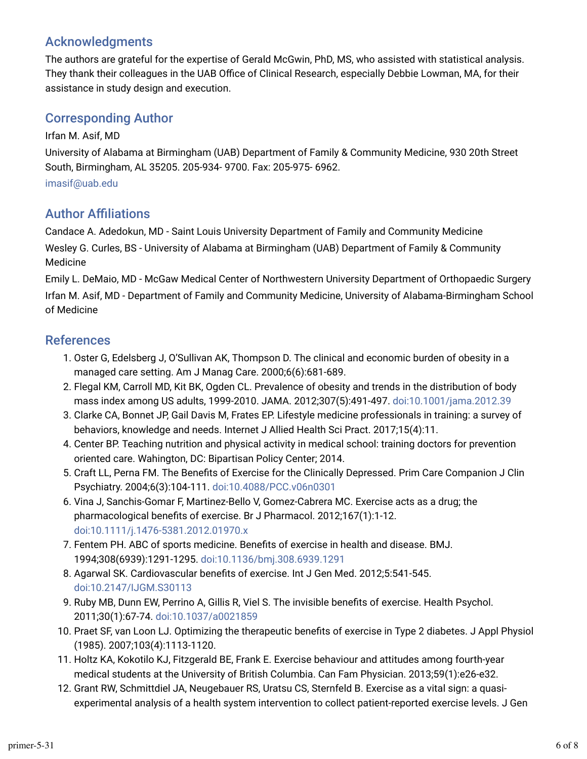## Acknowledgments

The authors are grateful for the expertise of Gerald McGwin, PhD, MS, who assisted with statistical analysis. They thank their colleagues in the UAB Office of Clinical Research, especially Debbie Lowman, MA, for their assistance in study design and execution.

## Corresponding Author

Irfan M. Asif, MD

University of Alabama at Birmingham (UAB) Department of Family & Community Medicine, 930 20th Street South, Birmingham, AL 35205. 205-934- 9700. Fax: 205-975- 6962.

imasif@uab.edu

## Author Affiliations

Candace A. Adedokun, MD - Saint Louis University Department of Family and Community Medicine

Wesley G. Curles, BS - University of Alabama at Birmingham (UAB) Department of Family & Community Medicine

Emily L. DeMaio, MD - McGaw Medical Center of Northwestern University Department of Orthopaedic Surgery

Irfan M. Asif, MD - Department of Family and Community Medicine, University of Alabama-Birmingham School of Medicine

## References

1. Oster G, Edelsberg J, O'Sullivan AK, Thompson D. The clinical and economic burden of obesity in a managed care setting. Am J Manag Care. 2000;6(6):681-689.
2. Flegal KM, Carroll MD, Kit BK, Ogden CL. Prevalence of obesity and trends in the distribution of body mass index among US adults, 1999-2010. JAMA. 2012;307(5):491-497. doi:10.1001/jama.2012.39
3. Clarke CA, Bonnet JP, Gail Davis M, Frates EP. Lifestyle medicine professionals in training: a survey of behaviors, knowledge and needs. Internet J Allied Health Sci Pract. 2017;15(4):11.
4. Center BP. Teaching nutrition and physical activity in medical school: training doctors for prevention oriented care. Wahington, DC: Bipartisan Policy Center; 2014.
5. Craft LL, Perna FM. The Benefits of Exercise for the Clinically Depressed. Prim Care Companion J Clin Psychiatry. 2004;6(3):104-111. doi:10.4088/PCC.v06n0301
6. Vina J, Sanchis-Gomar F, Martinez-Bello V, Gomez-Cabrera MC. Exercise acts as a drug; the pharmacological benefits of exercise. Br J Pharmacol. 2012;167(1):1-12. doi:10.1111/j.1476-5381.2012.01970.x
7. Fentem PH. ABC of sports medicine. Benefits of exercise in health and disease. BMJ. 1994;308(6939):1291-1295. doi:10.1136/bmj.308.6939.1291
8. Agarwal SK. Cardiovascular benefits of exercise. Int J Gen Med. 2012;5:541-545. doi:10.2147/IJGM.S30113
9. Ruby MB, Dunn EW, Perrino A, Gillis R, Viel S. The invisible benefits of exercise. Health Psychol. 2011;30(1):67-74. doi:10.1037/a0021859
10. Praet SF, van Loon LJ. Optimizing the therapeutic benefits of exercise in Type 2 diabetes. J Appl Physiol (1985). 2007;103(4):1113-1120.
11. Holtz KA, Kokotilo KJ, Fitzgerald BE, Frank E. Exercise behaviour and attitudes among fourth-year medical students at the University of British Columbia. Can Fam Physician. 2013;59(1):e26-e32.
12. Grant RW, Schmittdiel JA, Neugebauer RS, Uratsu CS, Sternfeld B. Exercise as a vital sign: a quasi-experimental analysis of a health system intervention to collect patient-reported exercise levels. J Gen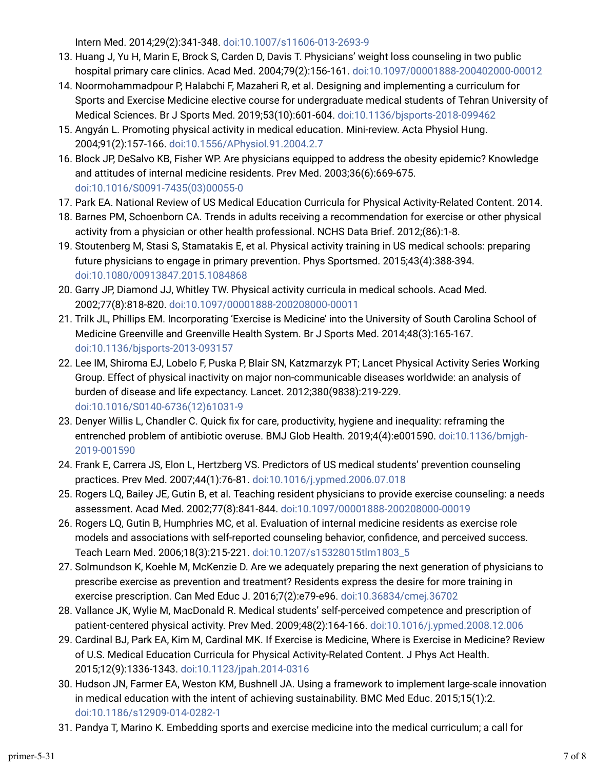Intern Med. 2014;29(2):341-348. doi:10.1007/s11606-013-2693-9

13. Huang J, Yu H, Marin E, Brock S, Carden D, Davis T. Physicians' weight loss counseling in two public hospital primary care clinics. Acad Med. 2004;79(2):156-161. doi:10.1097/00001888-200402000-00012
14. Noormohammadpour P, Halabchi F, Mazaheri R, et al. Designing and implementing a curriculum for Sports and Exercise Medicine elective course for undergraduate medical students of Tehran University of Medical Sciences. Br J Sports Med. 2019;53(10):601-604. doi:10.1136/bjsports-2018-099462
15. Angyán L. Promoting physical activity in medical education. Mini-review. Acta Physiol Hung. 2004;91(2):157-166. doi:10.1556/APhysiol.91.2004.2.7
16. Block JP, DeSalvo KB, Fisher WP. Are physicians equipped to address the obesity epidemic? Knowledge and attitudes of internal medicine residents. Prev Med. 2003;36(6):669-675. doi:10.1016/S0091-7435(03)00055-0
17. Park EA. National Review of US Medical Education Curricula for Physical Activity-Related Content. 2014.
18. Barnes PM, Schoenborn CA. Trends in adults receiving a recommendation for exercise or other physical activity from a physician or other health professional. NCHS Data Brief. 2012;(86):1-8.
19. Stoutenberg M, Stasi S, Stamatakis E, et al. Physical activity training in US medical schools: preparing future physicians to engage in primary prevention. Phys Sportsmed. 2015;43(4):388-394. doi:10.1080/00913847.2015.1084868
20. Garry JP, Diamond JJ, Whitley TW. Physical activity curricula in medical schools. Acad Med. 2002;77(8):818-820. doi:10.1097/00001888-200208000-00011
21. Trilk JL, Phillips EM. Incorporating 'Exercise is Medicine' into the University of South Carolina School of Medicine Greenville and Greenville Health System. Br J Sports Med. 2014;48(3):165-167. doi:10.1136/bjsports-2013-093157
22. Lee IM, Shiroma EJ, Lobelo F, Puska P, Blair SN, Katzmarzyk PT; Lancet Physical Activity Series Working Group. Effect of physical inactivity on major non-communicable diseases worldwide: an analysis of burden of disease and life expectancy. Lancet. 2012;380(9838):219-229. doi:10.1016/S0140-6736(12)61031-9
23. Denyer Willis L, Chandler C. Quick fix for care, productivity, hygiene and inequality: reframing the entrenched problem of antibiotic overuse. BMJ Glob Health. 2019;4(4):e001590. doi:10.1136/bmjgh-2019-001590
24. Frank E, Carrera JS, Elon L, Hertzberg VS. Predictors of US medical students' prevention counseling practices. Prev Med. 2007;44(1):76-81. doi:10.1016/j.ypmed.2006.07.018
25. Rogers LQ, Bailey JE, Gutin B, et al. Teaching resident physicians to provide exercise counseling: a needs assessment. Acad Med. 2002;77(8):841-844. doi:10.1097/00001888-200208000-00019
26. Rogers LQ, Gutin B, Humphries MC, et al. Evaluation of internal medicine residents as exercise role models and associations with self-reported counseling behavior, confidence, and perceived success. Teach Learn Med. 2006;18(3):215-221. doi:10.1207/s15328015tlm1803_5
27. Solmundson K, Koehle M, McKenzie D. Are we adequately preparing the next generation of physicians to prescribe exercise as prevention and treatment? Residents express the desire for more training in exercise prescription. Can Med Educ J. 2016;7(2):e79-e96. doi:10.36834/cmej.36702
28. Vallance JK, Wylie M, MacDonald R. Medical students' self-perceived competence and prescription of patient-centered physical activity. Prev Med. 2009;48(2):164-166. doi:10.1016/j.ypmed.2008.12.006
29. Cardinal BJ, Park EA, Kim M, Cardinal MK. If Exercise is Medicine, Where is Exercise in Medicine? Review of U.S. Medical Education Curricula for Physical Activity-Related Content. J Phys Act Health. 2015;12(9):1336-1343. doi:10.1123/jpah.2014-0316
30. Hudson JN, Farmer EA, Weston KM, Bushnell JA. Using a framework to implement large-scale innovation in medical education with the intent of achieving sustainability. BMC Med Educ. 2015;15(1):2. doi:10.1186/s12909-014-0282-1
31. Pandya T, Marino K. Embedding sports and exercise medicine into the medical curriculum; a call for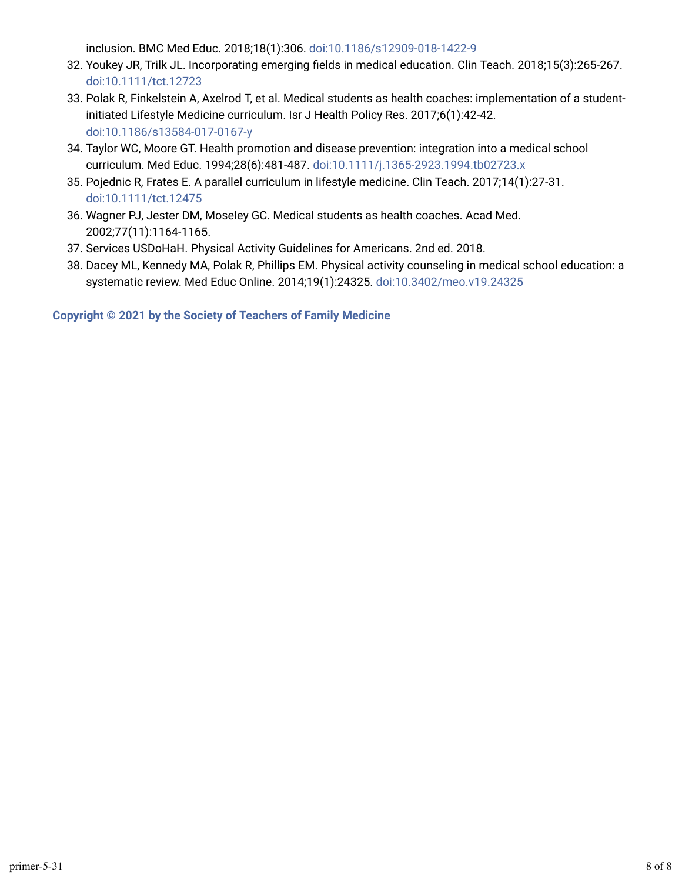inclusion. BMC Med Educ. 2018;18(1):306. doi:10.1186/s12909-018-1422-9

32. Youkey JR, Trilk JL. Incorporating emerging fields in medical education. Clin Teach. 2018;15(3):265-267. doi:10.1111/tct.12723
33. Polak R, Finkelstein A, Axelrod T, et al. Medical students as health coaches: implementation of a student-initiated Lifestyle Medicine curriculum. Isr J Health Policy Res. 2017;6(1):42-42. doi:10.1186/s13584-017-0167-y
34. Taylor WC, Moore GT. Health promotion and disease prevention: integration into a medical school curriculum. Med Educ. 1994;28(6):481-487. doi:10.1111/j.1365-2923.1994.tb02723.x
35. Pojednic R, Frates E. A parallel curriculum in lifestyle medicine. Clin Teach. 2017;14(1):27-31. doi:10.1111/tct.12475
36. Wagner PJ, Jester DM, Moseley GC. Medical students as health coaches. Acad Med. 2002;77(11):1164-1165.
37. Services USDoHaH. Physical Activity Guidelines for Americans. 2nd ed. 2018.
38. Dacey ML, Kennedy MA, Polak R, Phillips EM. Physical activity counseling in medical school education: a systematic review. Med Educ Online. 2014;19(1):24325. doi:10.3402/meo.v19.24325

**Copyright © 2021 by the Society of Teachers of Family Medicine**